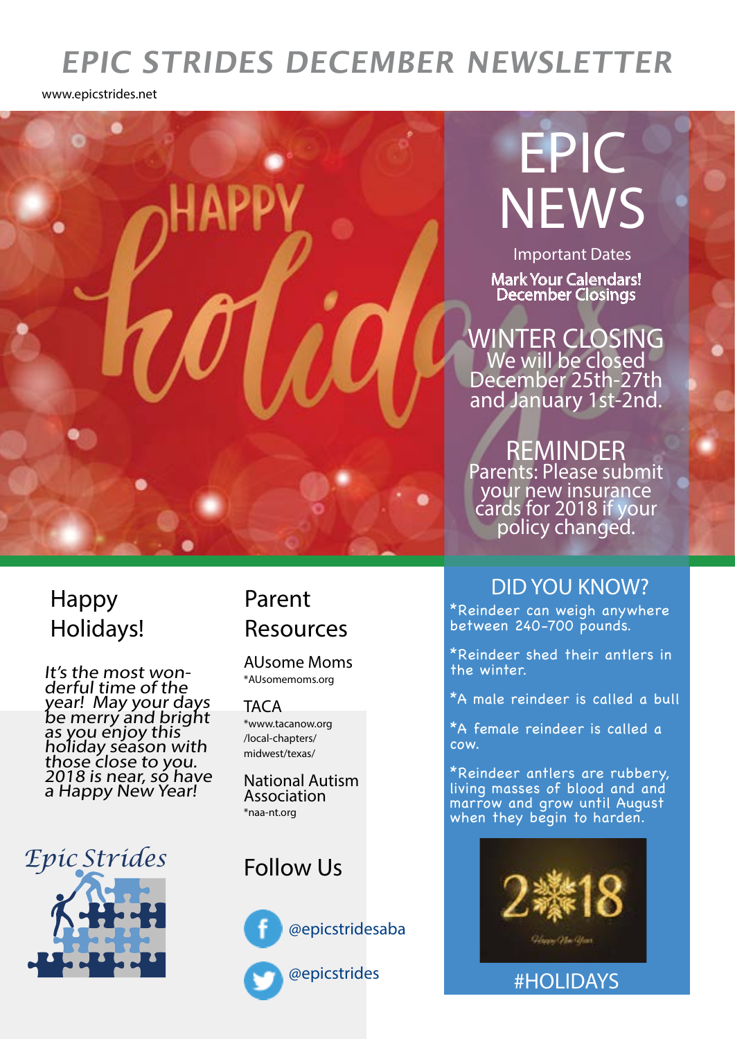# EPIC STRIDES DECEMBER NEWSLETTER

www.epicstrides.net

## EPIC NEWS

Important Dates

**Mark Your Calendars! December Closings**

### WINTER CLOSING

We will be closed December 25th-27th and January 1st-2nd.

### REMINDER

Parents: Please submit your new insurance cards for 2018 if your policy changed.

## Happy Holidays!

*It's the most wonderful time of the year! May your days be merry and bright as you enjoy this holiday season with those close to you. 2018 is near, so have a Happy New Year!*

Epic Strides

## Parent Resources

AUsome Moms
*AUsomemoms.org

TACA
*www.tacanow.org/local-chapters/midwest/texas/

National Autism Association
*naa-nt.org

## Follow Us

@epicstridesaba

@epicstrides

## DID YOU KNOW?

*Reindeer can weigh anywhere between 240-700 pounds.

*Reindeer shed their antlers in the winter.

*A male reindeer is called a bull

*A female reindeer is called a cow.

*Reindeer antlers are rubbery, living masses of blood and and marrow and grow until August when they begin to harden.

#HOLIDAYS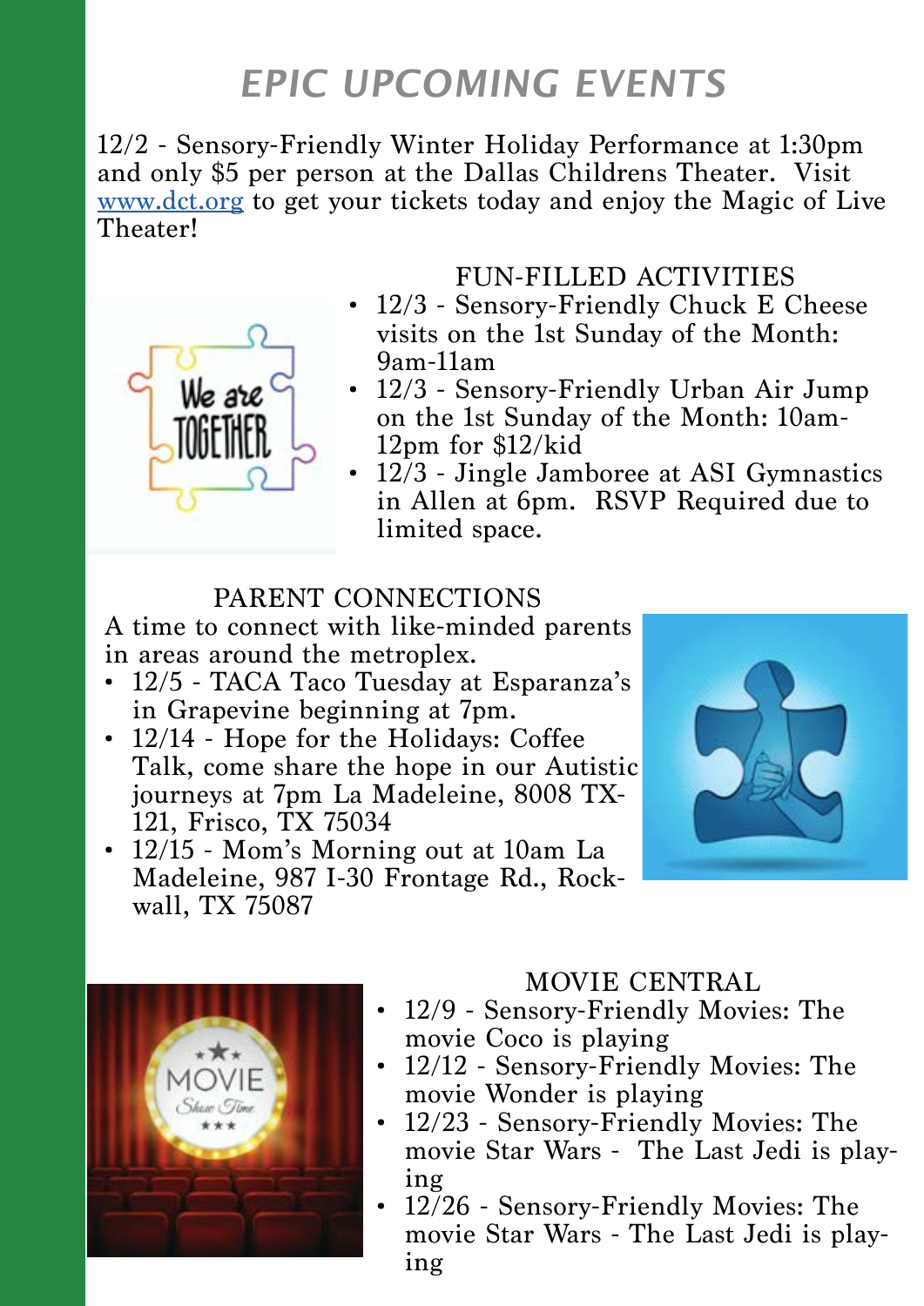# *EPIC UPCOMING EVENTS*

12/2 - Sensory-Friendly Winter Holiday Performance at 1:30pm and only $5 per person at the Dallas Childrens Theater. Visit www.dct.org to get your tickets today and enjoy the Magic of Live Theater!

## FUN-FILLED ACTIVITIES

- 12/3 - Sensory-Friendly Chuck E Cheese visits on the 1st Sunday of the Month: 9am-11am
- 12/3 - Sensory-Friendly Urban Air Jump on the 1st Sunday of the Month: 10am-12pm for $12/kid
- 12/3 - Jingle Jamboree at ASI Gymnastics in Allen at 6pm. RSVP Required due to limited space.

## PARENT CONNECTIONS

A time to connect with like-minded parents in areas around the metroplex.

- 12/5 - TACA Taco Tuesday at Esparanza's in Grapevine beginning at 7pm.
- 12/14 - Hope for the Holidays: Coffee Talk, come share the hope in our Autistic journeys at 7pm La Madeleine, 8008 TX-121, Frisco, TX 75034
- 12/15 - Mom's Morning out at 10am La Madeleine, 987 I-30 Frontage Rd., Rockwall, TX 75087

## MOVIE CENTRAL

- 12/9 - Sensory-Friendly Movies: The movie Coco is playing
- 12/12 - Sensory-Friendly Movies: The movie Wonder is playing
- 12/23 - Sensory-Friendly Movies: The movie Star Wars - The Last Jedi is playing
- 12/26 - Sensory-Friendly Movies: The movie Star Wars - The Last Jedi is playing